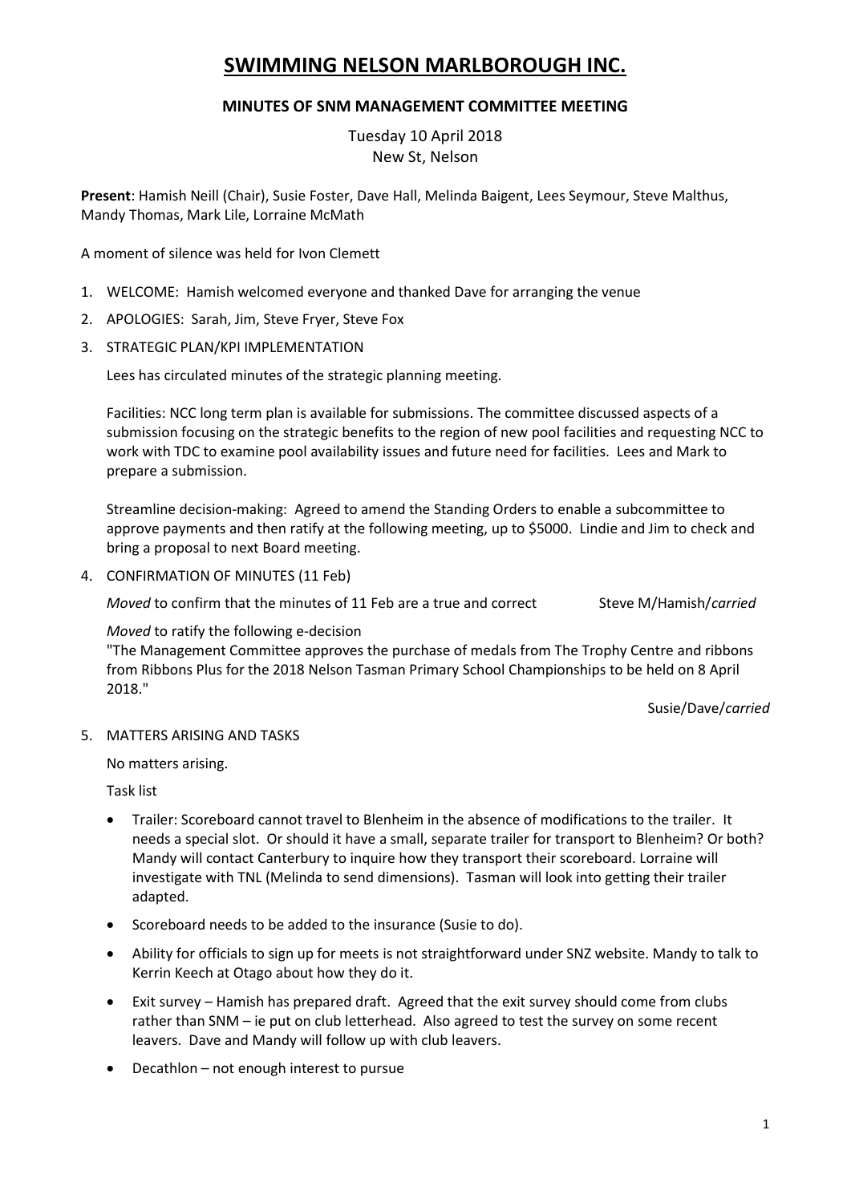# SWIMMING NELSON MARLBOROUGH INC.

## MINUTES OF SNM MANAGEMENT COMMITTEE MEETING

Tuesday 10 April 2018
New St, Nelson

**Present**: Hamish Neill (Chair), Susie Foster, Dave Hall, Melinda Baigent, Lees Seymour, Steve Malthus, Mandy Thomas, Mark Lile, Lorraine McMath

A moment of silence was held for Ivon Clemett

1. WELCOME: Hamish welcomed everyone and thanked Dave for arranging the venue
2. APOLOGIES: Sarah, Jim, Steve Fryer, Steve Fox
3. STRATEGIC PLAN/KPI IMPLEMENTATION

   Lees has circulated minutes of the strategic planning meeting.

   Facilities: NCC long term plan is available for submissions. The committee discussed aspects of a submission focusing on the strategic benefits to the region of new pool facilities and requesting NCC to work with TDC to examine pool availability issues and future need for facilities. Lees and Mark to prepare a submission.

   Streamline decision-making: Agreed to amend the Standing Orders to enable a subcommittee to approve payments and then ratify at the following meeting, up to $5000. Lindie and Jim to check and bring a proposal to next Board meeting.

4. CONFIRMATION OF MINUTES (11 Feb)

   *Moved* to confirm that the minutes of 11 Feb are a true and correct — Steve M/Hamish/*carried*

   *Moved* to ratify the following e-decision
   "The Management Committee approves the purchase of medals from The Trophy Centre and ribbons from Ribbons Plus for the 2018 Nelson Tasman Primary School Championships to be held on 8 April 2018."

   Susie/Dave/*carried*

5. MATTERS ARISING AND TASKS

   No matters arising.

   Task list

   - Trailer: Scoreboard cannot travel to Blenheim in the absence of modifications to the trailer. It needs a special slot. Or should it have a small, separate trailer for transport to Blenheim? Or both? Mandy will contact Canterbury to inquire how they transport their scoreboard. Lorraine will investigate with TNL (Melinda to send dimensions). Tasman will look into getting their trailer adapted.
   - Scoreboard needs to be added to the insurance (Susie to do).
   - Ability for officials to sign up for meets is not straightforward under SNZ website. Mandy to talk to Kerrin Keech at Otago about how they do it.
   - Exit survey – Hamish has prepared draft. Agreed that the exit survey should come from clubs rather than SNM – ie put on club letterhead. Also agreed to test the survey on some recent leavers. Dave and Mandy will follow up with club leavers.
   - Decathlon – not enough interest to pursue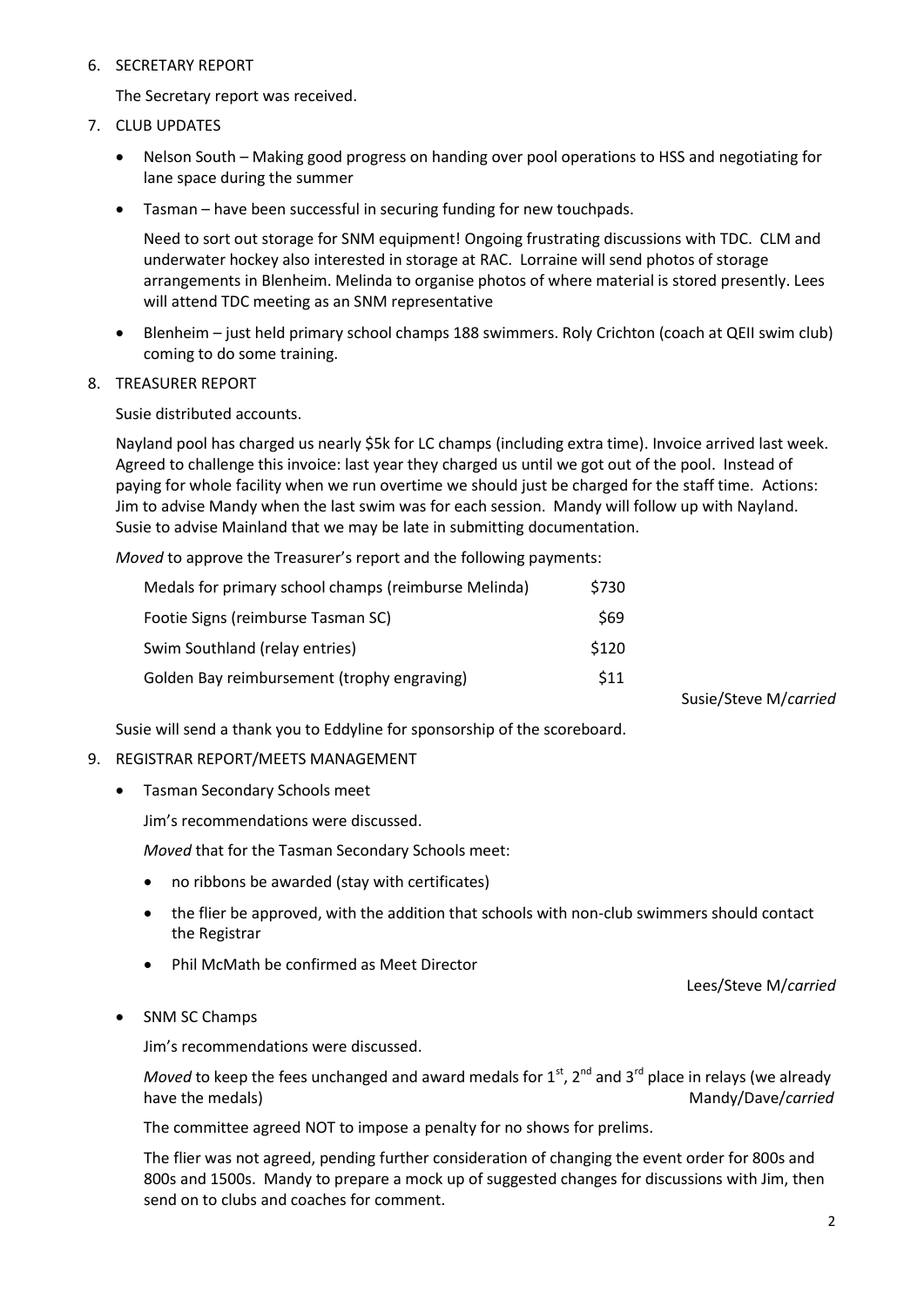6. SECRETARY REPORT

   The Secretary report was received.

7. CLUB UPDATES

   - Nelson South – Making good progress on handing over pool operations to HSS and negotiating for lane space during the summer
   - Tasman – have been successful in securing funding for new touchpads.

     Need to sort out storage for SNM equipment! Ongoing frustrating discussions with TDC. CLM and underwater hockey also interested in storage at RAC. Lorraine will send photos of storage arrangements in Blenheim. Melinda to organise photos of where material is stored presently. Lees will attend TDC meeting as an SNM representative

   - Blenheim – just held primary school champs 188 swimmers. Roly Crichton (coach at QEII swim club) coming to do some training.

8. TREASURER REPORT

   Susie distributed accounts.

   Nayland pool has charged us nearly $5k for LC champs (including extra time). Invoice arrived last week. Agreed to challenge this invoice: last year they charged us until we got out of the pool. Instead of paying for whole facility when we run overtime we should just be charged for the staff time. Actions: Jim to advise Mandy when the last swim was for each session. Mandy will follow up with Nayland. Susie to advise Mainland that we may be late in submitting documentation.

   *Moved* to approve the Treasurer's report and the following payments:

   | | |
   |---|---|
   | Medals for primary school champs (reimburse Melinda) | $730 |
   | Footie Signs (reimburse Tasman SC) | $69 |
   | Swim Southland (relay entries) | $120 |
   | Golden Bay reimbursement (trophy engraving) | $11 |

   Susie/Steve M/*carried*

   Susie will send a thank you to Eddyline for sponsorship of the scoreboard.

9. REGISTRAR REPORT/MEETS MANAGEMENT

   - Tasman Secondary Schools meet

     Jim's recommendations were discussed.

     *Moved* that for the Tasman Secondary Schools meet:

     - no ribbons be awarded (stay with certificates)
     - the flier be approved, with the addition that schools with non-club swimmers should contact the Registrar
     - Phil McMath be confirmed as Meet Director

     Lees/Steve M/*carried*

   - SNM SC Champs

     Jim's recommendations were discussed.

     *Moved* to keep the fees unchanged and award medals for 1st, 2nd and 3rd place in relays (we already have the medals) Mandy/Dave/*carried*

     The committee agreed NOT to impose a penalty for no shows for prelims.

     The flier was not agreed, pending further consideration of changing the event order for 800s and 800s and 1500s. Mandy to prepare a mock up of suggested changes for discussions with Jim, then send on to clubs and coaches for comment.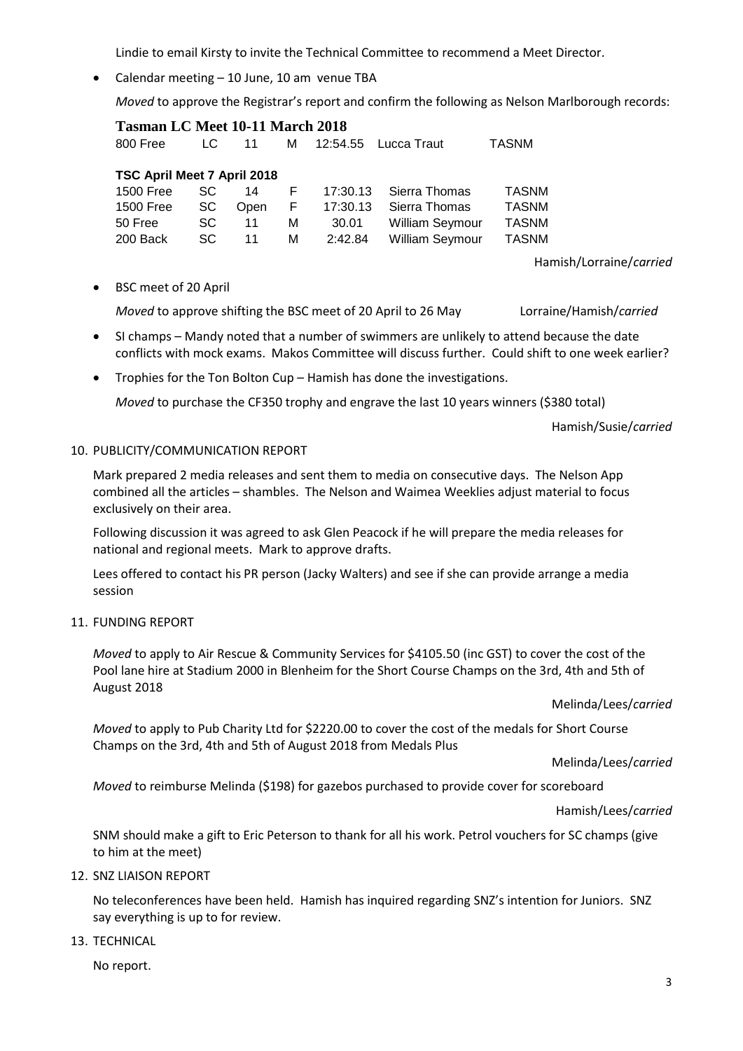Lindie to email Kirsty to invite the Technical Committee to recommend a Meet Director.

- Calendar meeting – 10 June, 10 am venue TBA

  *Moved* to approve the Registrar's report and confirm the following as Nelson Marlborough records:

**Tasman LC Meet 10-11 March 2018**

| | | | | | | |
|---|---|---|---|---|---|---|
| 800 Free | LC | 11 | M | 12:54.55 | Lucca Traut | TASNM |

**TSC April Meet 7 April 2018**

| | | | | | | |
|---|---|---|---|---|---|---|
| 1500 Free | SC | 14 | F | 17:30.13 | Sierra Thomas | TASNM |
| 1500 Free | SC | Open | F | 17:30.13 | Sierra Thomas | TASNM |
| 50 Free | SC | 11 | M | 30.01 | William Seymour | TASNM |
| 200 Back | SC | 11 | M | 2:42.84 | William Seymour | TASNM |

Hamish/Lorraine/*carried*

- BSC meet of 20 April

  *Moved* to approve shifting the BSC meet of 20 April to 26 May Lorraine/Hamish/*carried*

- SI champs – Mandy noted that a number of swimmers are unlikely to attend because the date conflicts with mock exams. Makos Committee will discuss further. Could shift to one week earlier?

- Trophies for the Ton Bolton Cup – Hamish has done the investigations.

  *Moved* to purchase the CF350 trophy and engrave the last 10 years winners ($380 total)

  Hamish/Susie/*carried*

10. PUBLICITY/COMMUNICATION REPORT

Mark prepared 2 media releases and sent them to media on consecutive days. The Nelson App combined all the articles – shambles. The Nelson and Waimea Weeklies adjust material to focus exclusively on their area.

Following discussion it was agreed to ask Glen Peacock if he will prepare the media releases for national and regional meets. Mark to approve drafts.

Lees offered to contact his PR person (Jacky Walters) and see if she can provide arrange a media session

11. FUNDING REPORT

*Moved* to apply to Air Rescue & Community Services for $4105.50 (inc GST) to cover the cost of the Pool lane hire at Stadium 2000 in Blenheim for the Short Course Champs on the 3rd, 4th and 5th of August 2018

Melinda/Lees/*carried*

*Moved* to apply to Pub Charity Ltd for $2220.00 to cover the cost of the medals for Short Course Champs on the 3rd, 4th and 5th of August 2018 from Medals Plus

Melinda/Lees/*carried*

*Moved* to reimburse Melinda ($198) for gazebos purchased to provide cover for scoreboard

Hamish/Lees/*carried*

SNM should make a gift to Eric Peterson to thank for all his work. Petrol vouchers for SC champs (give to him at the meet)

12. SNZ LIAISON REPORT

No teleconferences have been held. Hamish has inquired regarding SNZ's intention for Juniors. SNZ say everything is up to for review.

13. TECHNICAL

No report.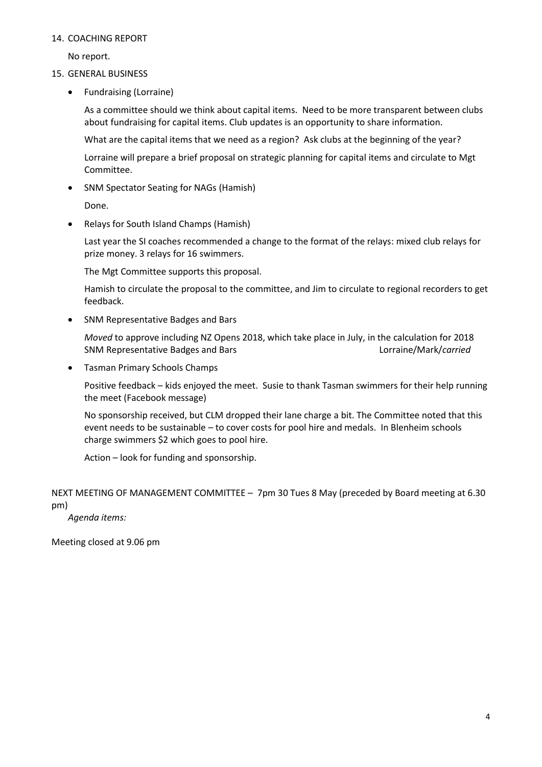14. COACHING REPORT

    No report.

15. GENERAL BUSINESS

    - Fundraising (Lorraine)

      As a committee should we think about capital items. Need to be more transparent between clubs about fundraising for capital items. Club updates is an opportunity to share information.

      What are the capital items that we need as a region? Ask clubs at the beginning of the year?

      Lorraine will prepare a brief proposal on strategic planning for capital items and circulate to Mgt Committee.

    - SNM Spectator Seating for NAGs (Hamish)

      Done.

    - Relays for South Island Champs (Hamish)

      Last year the SI coaches recommended a change to the format of the relays: mixed club relays for prize money. 3 relays for 16 swimmers.

      The Mgt Committee supports this proposal.

      Hamish to circulate the proposal to the committee, and Jim to circulate to regional recorders to get feedback.

    - SNM Representative Badges and Bars

      *Moved* to approve including NZ Opens 2018, which take place in July, in the calculation for 2018 SNM Representative Badges and Bars Lorraine/Mark/*carried*

    - Tasman Primary Schools Champs

      Positive feedback – kids enjoyed the meet. Susie to thank Tasman swimmers for their help running the meet (Facebook message)

      No sponsorship received, but CLM dropped their lane charge a bit. The Committee noted that this event needs to be sustainable – to cover costs for pool hire and medals. In Blenheim schools charge swimmers $2 which goes to pool hire.

      Action – look for funding and sponsorship.

NEXT MEETING OF MANAGEMENT COMMITTEE – 7pm 30 Tues 8 May (preceded by Board meeting at 6.30 pm)

*Agenda items:*

Meeting closed at 9.06 pm